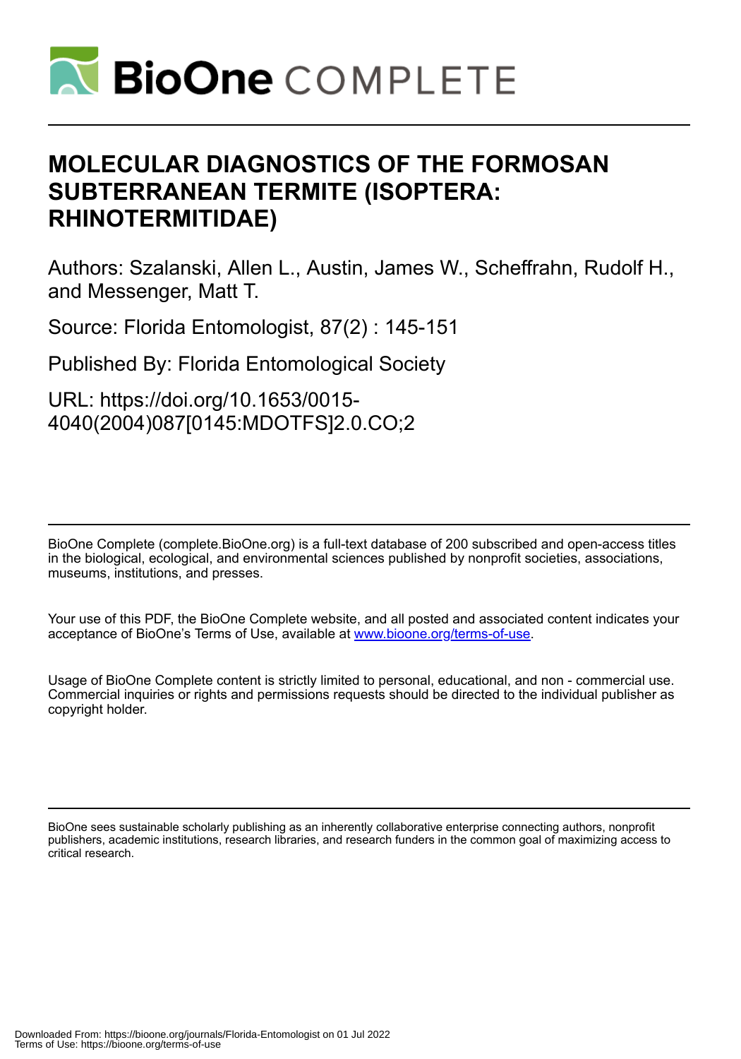# MOLECULAR DIAGNOSTICS OF THE FORMOSAN SUBTERRANEAN TERMITE (ISOPTERA: RHINOTERMITIDAE)

Authors: Szalanski, Allen L., Austin, James W., Scheffrahn, Rudolf H., and Messenger, Matt T.

Source: Florida Entomologist, 87(2) : 145-151

Published By: Florida Entomological Society

URL: https://doi.org/10.1653/0015-4040(2004)087[0145:MDOTFS]2.0.CO;2

BioOne Complete (complete.BioOne.org) is a full-text database of 200 subscribed and open-access titles in the biological, ecological, and environmental sciences published by nonprofit societies, associations, museums, institutions, and presses.

Your use of this PDF, the BioOne Complete website, and all posted and associated content indicates your acceptance of BioOne's Terms of Use, available at www.bioone.org/terms-of-use.

Usage of BioOne Complete content is strictly limited to personal, educational, and non - commercial use. Commercial inquiries or rights and permissions requests should be directed to the individual publisher as copyright holder.

BioOne sees sustainable scholarly publishing as an inherently collaborative enterprise connecting authors, nonprofit publishers, academic institutions, research libraries, and research funders in the common goal of maximizing access to critical research.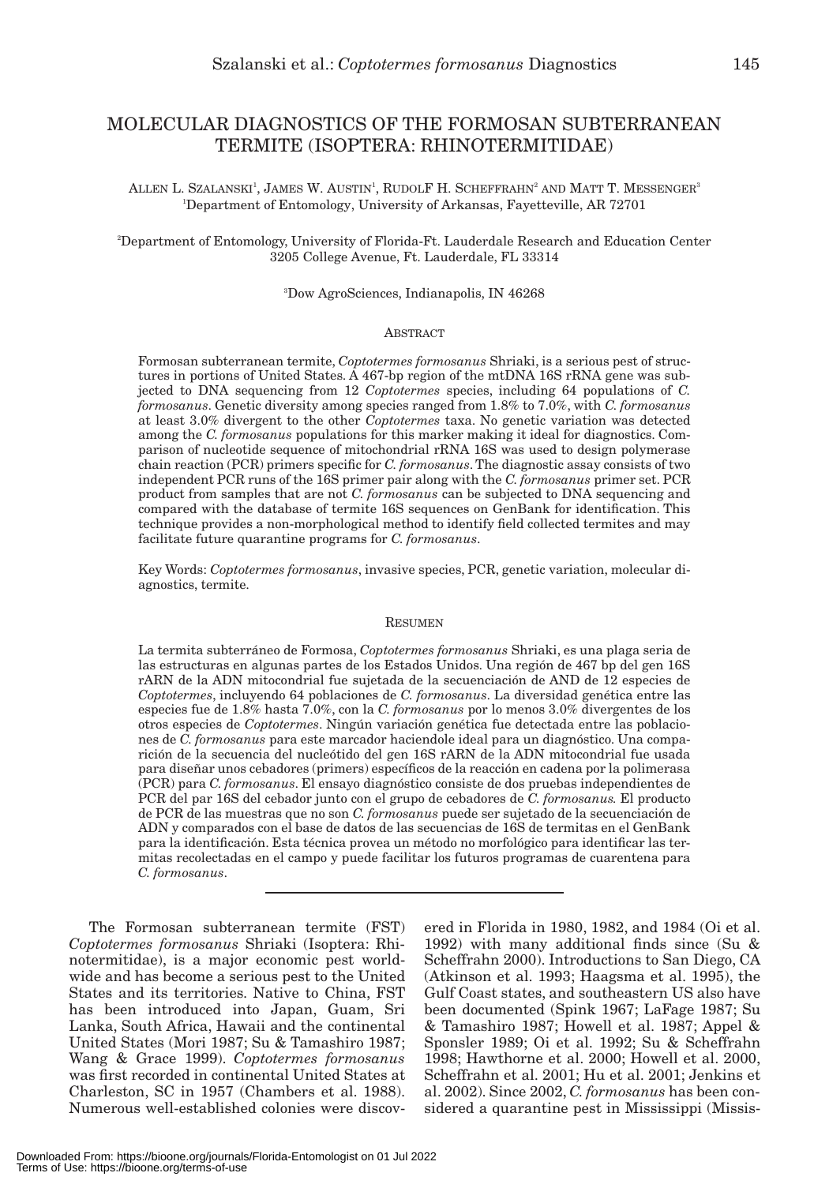# MOLECULAR DIAGNOSTICS OF THE FORMOSAN SUBTERRANEAN TERMITE (ISOPTERA: RHINOTERMITIDAE)

ALLEN L. SZALANSKI[1], JAMES W. AUSTIN[1], RUDOLF H. SCHEFFRAHN[2] AND MATT T. MESSENGER[3]
[1]Department of Entomology, University of Arkansas, Fayetteville, AR 72701

[2]Department of Entomology, University of Florida-Ft. Lauderdale Research and Education Center
3205 College Avenue, Ft. Lauderdale, FL 33314

[3]Dow AgroSciences, Indianapolis, IN 46268

## ABSTRACT

Formosan subterranean termite, *Coptotermes formosanus* Shriaki, is a serious pest of structures in portions of United States. A 467-bp region of the mtDNA 16S rRNA gene was subjected to DNA sequencing from 12 *Coptotermes* species, including 64 populations of *C. formosanus*. Genetic diversity among species ranged from 1.8% to 7.0%, with *C. formosanus* at least 3.0% divergent to the other *Coptotermes* taxa. No genetic variation was detected among the *C. formosanus* populations for this marker making it ideal for diagnostics. Comparison of nucleotide sequence of mitochondrial rRNA 16S was used to design polymerase chain reaction (PCR) primers specific for *C. formosanus*. The diagnostic assay consists of two independent PCR runs of the 16S primer pair along with the *C. formosanus* primer set. PCR product from samples that are not *C. formosanus* can be subjected to DNA sequencing and compared with the database of termite 16S sequences on GenBank for identification. This technique provides a non-morphological method to identify field collected termites and may facilitate future quarantine programs for *C. formosanus*.

Key Words: *Coptotermes formosanus*, invasive species, PCR, genetic variation, molecular diagnostics, termite.

## RESUMEN

La termita subterráneo de Formosa, *Coptotermes formosanus* Shriaki, es una plaga seria de las estructuras en algunas partes de los Estados Unidos. Una región de 467 bp del gen 16S rARN de la ADN mitocondrial fue sujetada de la secuenciación de AND de 12 especies de *Coptotermes*, incluyendo 64 poblaciones de *C. formosanus*. La diversidad genética entre las especies fue de 1.8% hasta 7.0%, con la *C. formosanus* por lo menos 3.0% divergentes de los otros especies de *Coptotermes*. Ningún variación genética fue detectada entre las poblaciones de *C. formosanus* para este marcador haciendole ideal para un diagnóstico. Una comparición de la secuencia del nucleótido del gen 16S rARN de la ADN mitocondrial fue usada para diseñar unos cebadores (primers) específicos de la reacción en cadena por la polimerasa (PCR) para *C. formosanus*. El ensayo diagnóstico consiste de dos pruebas independientes de PCR del par 16S del cebador junto con el grupo de cebadores de *C. formosanus.* El producto de PCR de las muestras que no son *C. formosanus* puede ser sujetado de la secuenciación de ADN y comparados con el base de datos de las secuencias de 16S de termitas en el GenBank para la identificación. Esta técnica provea un método no morfológico para identificar las termitas recolectadas en el campo y puede facilitar los futuros programas de cuarentena para *C. formosanus*.

---

The Formosan subterranean termite (FST) *Coptotermes formosanus* Shriaki (Isoptera: Rhinotermitidae), is a major economic pest worldwide and has become a serious pest to the United States and its territories. Native to China, FST has been introduced into Japan, Guam, Sri Lanka, South Africa, Hawaii and the continental United States (Mori 1987; Su & Tamashiro 1987; Wang & Grace 1999). *Coptotermes formosanus* was first recorded in continental United States at Charleston, SC in 1957 (Chambers et al. 1988). Numerous well-established colonies were discovered in Florida in 1980, 1982, and 1984 (Oi et al. 1992) with many additional finds since (Su & Scheffrahn 2000). Introductions to San Diego, CA (Atkinson et al. 1993; Haagsma et al. 1995), the Gulf Coast states, and southeastern US also have been documented (Spink 1967; LaFage 1987; Su & Tamashiro 1987; Howell et al. 1987; Appel & Sponsler 1989; Oi et al. 1992; Su & Scheffrahn 1998; Hawthorne et al. 2000; Howell et al. 2000, Scheffrahn et al. 2001; Hu et al. 2001; Jenkins et al. 2002). Since 2002, *C. formosanus* has been considered a quarantine pest in Mississippi (Missis-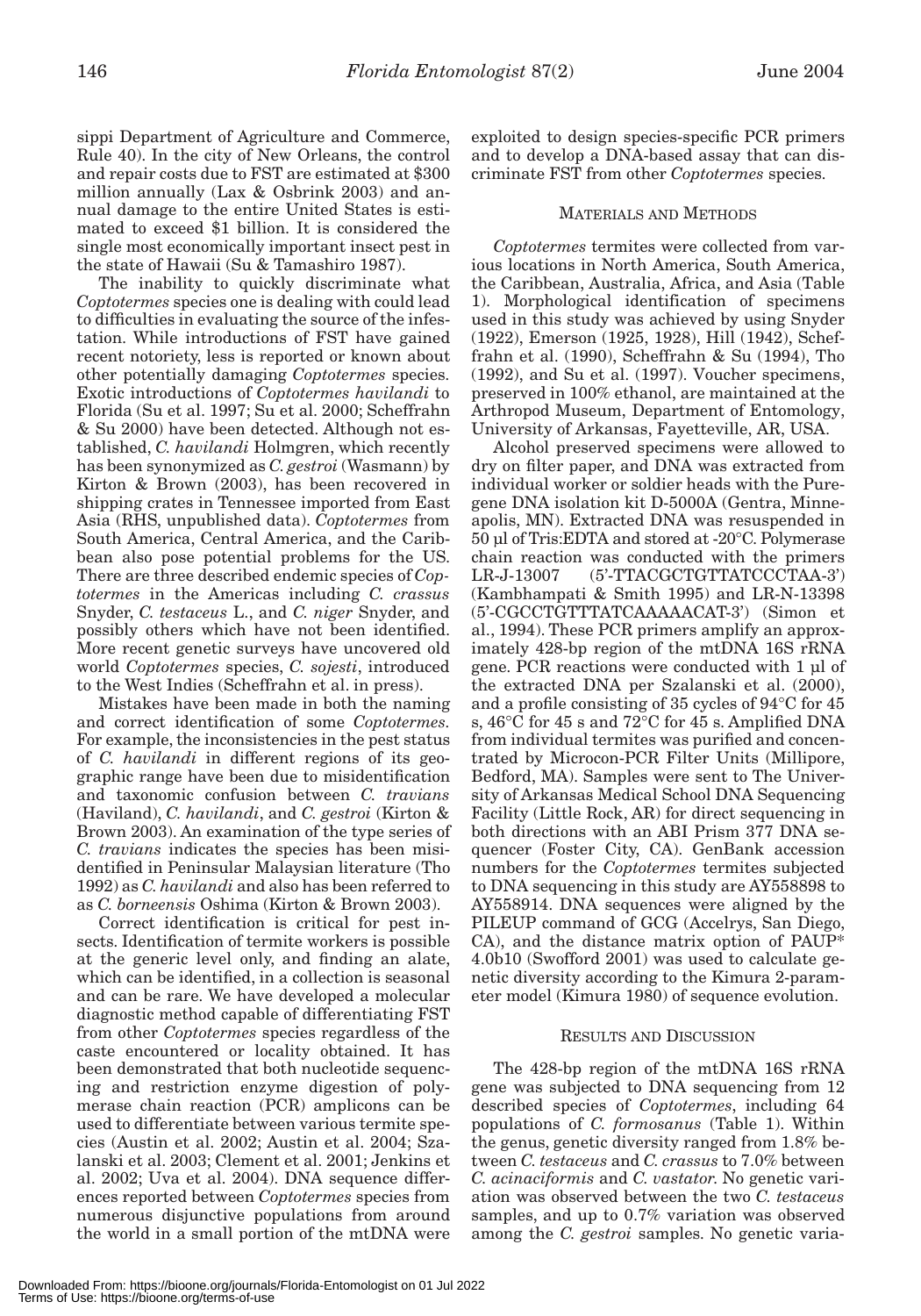sippi Department of Agriculture and Commerce, Rule 40). In the city of New Orleans, the control and repair costs due to FST are estimated at $300 million annually (Lax & Osbrink 2003) and annual damage to the entire United States is estimated to exceed $1 billion. It is considered the single most economically important insect pest in the state of Hawaii (Su & Tamashiro 1987).

The inability to quickly discriminate what *Coptotermes* species one is dealing with could lead to difficulties in evaluating the source of the infestation. While introductions of FST have gained recent notoriety, less is reported or known about other potentially damaging *Coptotermes* species. Exotic introductions of *Coptotermes havilandi* to Florida (Su et al. 1997; Su et al. 2000; Scheffrahn & Su 2000) have been detected. Although not established, *C. havilandi* Holmgren, which recently has been synonymized as *C. gestroi* (Wasmann) by Kirton & Brown (2003), has been recovered in shipping crates in Tennessee imported from East Asia (RHS, unpublished data). *Coptotermes* from South America, Central America, and the Caribbean also pose potential problems for the US. There are three described endemic species of *Coptotermes* in the Americas including *C. crassus* Snyder, *C. testaceus* L., and *C. niger* Snyder, and possibly others which have not been identified. More recent genetic surveys have uncovered old world *Coptotermes* species, *C. sojesti*, introduced to the West Indies (Scheffrahn et al. in press).

Mistakes have been made in both the naming and correct identification of some *Coptotermes*. For example, the inconsistencies in the pest status of *C. havilandi* in different regions of its geographic range have been due to misidentification and taxonomic confusion between *C. travians* (Haviland), *C. havilandi*, and *C. gestroi* (Kirton & Brown 2003). An examination of the type series of *C. travians* indicates the species has been misidentified in Peninsular Malaysian literature (Tho 1992) as *C. havilandi* and also has been referred to as *C. borneensis* Oshima (Kirton & Brown 2003).

Correct identification is critical for pest insects. Identification of termite workers is possible at the generic level only, and finding an alate, which can be identified, in a collection is seasonal and can be rare. We have developed a molecular diagnostic method capable of differentiating FST from other *Coptotermes* species regardless of the caste encountered or locality obtained. It has been demonstrated that both nucleotide sequencing and restriction enzyme digestion of polymerase chain reaction (PCR) amplicons can be used to differentiate between various termite species (Austin et al. 2002; Austin et al. 2004; Szalanski et al. 2003; Clement et al. 2001; Jenkins et al. 2002; Uva et al. 2004). DNA sequence differences reported between *Coptotermes* species from numerous disjunctive populations from around the world in a small portion of the mtDNA were exploited to design species-specific PCR primers and to develop a DNA-based assay that can discriminate FST from other *Coptotermes* species.

## Materials and Methods

*Coptotermes* termites were collected from various locations in North America, South America, the Caribbean, Australia, Africa, and Asia (Table 1). Morphological identification of specimens used in this study was achieved by using Snyder (1922), Emerson (1925, 1928), Hill (1942), Scheffrahn et al. (1990), Scheffrahn & Su (1994), Tho (1992), and Su et al. (1997). Voucher specimens, preserved in 100% ethanol, are maintained at the Arthropod Museum, Department of Entomology, University of Arkansas, Fayetteville, AR, USA.

Alcohol preserved specimens were allowed to dry on filter paper, and DNA was extracted from individual worker or soldier heads with the Puregene DNA isolation kit D-5000A (Gentra, Minneapolis, MN). Extracted DNA was resuspended in 50 µl of Tris:EDTA and stored at -20°C. Polymerase chain reaction was conducted with the primers LR-J-13007 (5'-TTACGCTGTTATCCCTAA-3') (Kambhampati & Smith 1995) and LR-N-13398 (5'-CGCCTGTTTATCAAAAACAT-3') (Simon et al., 1994). These PCR primers amplify an approximately 428-bp region of the mtDNA 16S rRNA gene. PCR reactions were conducted with 1 µl of the extracted DNA per Szalanski et al. (2000), and a profile consisting of 35 cycles of 94°C for 45 s, 46°C for 45 s and 72°C for 45 s. Amplified DNA from individual termites was purified and concentrated by Microcon-PCR Filter Units (Millipore, Bedford, MA). Samples were sent to The University of Arkansas Medical School DNA Sequencing Facility (Little Rock, AR) for direct sequencing in both directions with an ABI Prism 377 DNA sequencer (Foster City, CA). GenBank accession numbers for the *Coptotermes* termites subjected to DNA sequencing in this study are AY558898 to AY558914. DNA sequences were aligned by the PILEUP command of GCG (Accelrys, San Diego, CA), and the distance matrix option of PAUP* 4.0b10 (Swofford 2001) was used to calculate genetic diversity according to the Kimura 2-parameter model (Kimura 1980) of sequence evolution.

## Results and Discussion

The 428-bp region of the mtDNA 16S rRNA gene was subjected to DNA sequencing from 12 described species of *Coptotermes*, including 64 populations of *C. formosanus* (Table 1). Within the genus, genetic diversity ranged from 1.8% between *C. testaceus* and *C. crassus* to 7.0% between *C. acinaciformis* and *C. vastator*. No genetic variation was observed between the two *C. testaceus* samples, and up to 0.7% variation was observed among the *C. gestroi* samples. No genetic varia-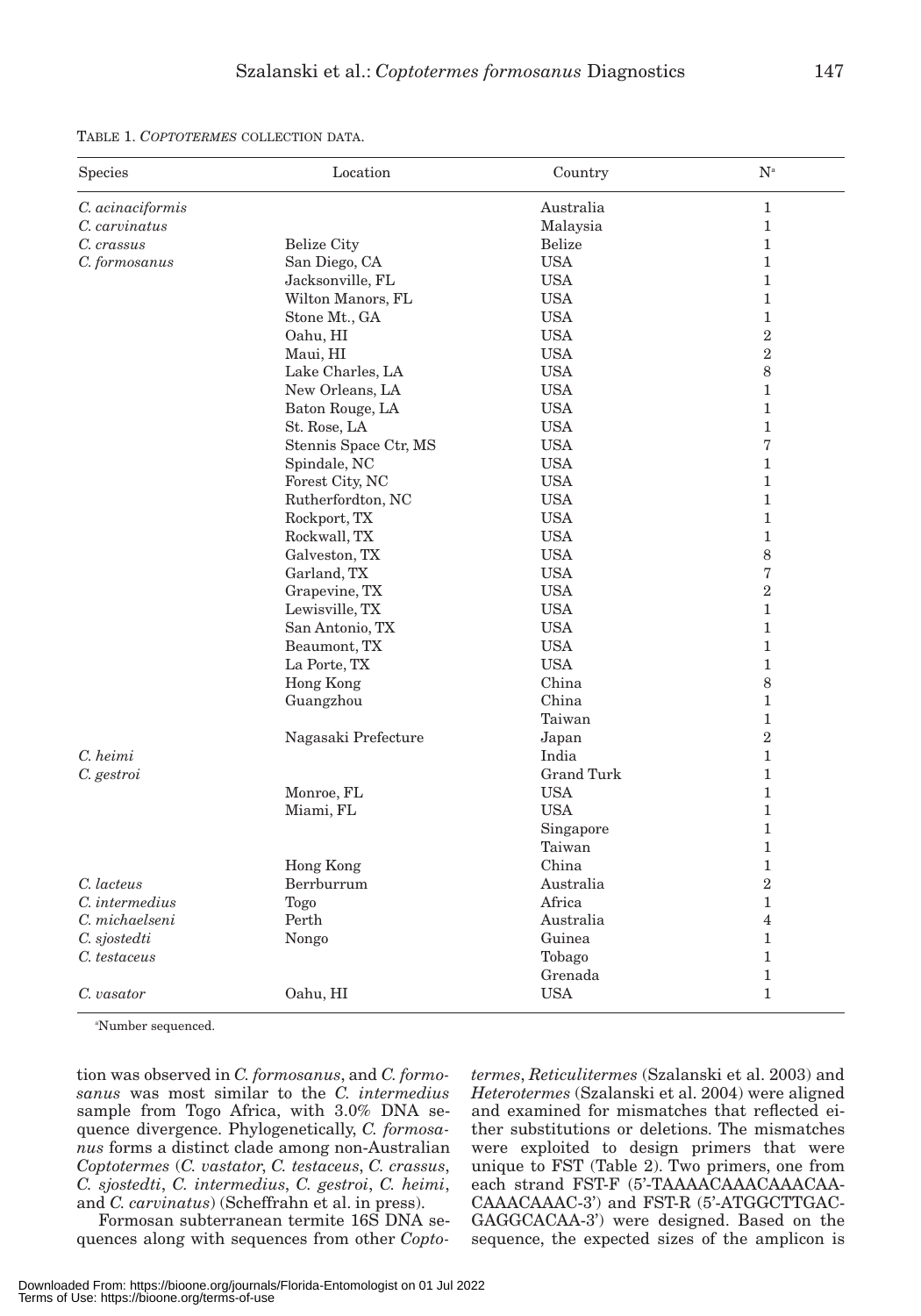TABLE 1. *COPTOTERMES* COLLECTION DATA.

| Species | Location | Country | N[a] |
|---|---|---|---|
| *C. acinaciformis* | | Australia | 1 |
| *C. carvinatus* | | Malaysia | 1 |
| *C. crassus* | Belize City | Belize | 1 |
| *C. formosanus* | San Diego, CA | USA | 1 |
| | Jacksonville, FL | USA | 1 |
| | Wilton Manors, FL | USA | 1 |
| | Stone Mt., GA | USA | 1 |
| | Oahu, HI | USA | 2 |
| | Maui, HI | USA | 2 |
| | Lake Charles, LA | USA | 8 |
| | New Orleans, LA | USA | 1 |
| | Baton Rouge, LA | USA | 1 |
| | St. Rose, LA | USA | 1 |
| | Stennis Space Ctr, MS | USA | 7 |
| | Spindale, NC | USA | 1 |
| | Forest City, NC | USA | 1 |
| | Rutherfordton, NC | USA | 1 |
| | Rockport, TX | USA | 1 |
| | Rockwall, TX | USA | 1 |
| | Galveston, TX | USA | 8 |
| | Garland, TX | USA | 7 |
| | Grapevine, TX | USA | 2 |
| | Lewisville, TX | USA | 1 |
| | San Antonio, TX | USA | 1 |
| | Beaumont, TX | USA | 1 |
| | La Porte, TX | USA | 1 |
| | Hong Kong | China | 8 |
| | Guangzhou | China | 1 |
| | | Taiwan | 1 |
| | Nagasaki Prefecture | Japan | 2 |
| *C. heimi* | | India | 1 |
| *C. gestroi* | | Grand Turk | 1 |
| | Monroe, FL | USA | 1 |
| | Miami, FL | USA | 1 |
| | | Singapore | 1 |
| | | Taiwan | 1 |
| | Hong Kong | China | 1 |
| *C. lacteus* | Berrburrum | Australia | 2 |
| *C. intermedius* | Togo | Africa | 1 |
| *C. michaelseni* | Perth | Australia | 4 |
| *C. sjostedti* | Nongo | Guinea | 1 |
| *C. testaceus* | | Tobago | 1 |
| | | Grenada | 1 |
| *C. vasator* | Oahu, HI | USA | 1 |

[a]Number sequenced.

tion was observed in *C. formosanus*, and *C. formosanus* was most similar to the *C. intermedius* sample from Togo Africa, with 3.0% DNA sequence divergence. Phylogenetically, *C. formosanus* forms a distinct clade among non-Australian *Coptotermes* (*C. vastator*, *C. testaceus*, *C. crassus*, *C. sjostedti*, *C. intermedius*, *C. gestroi*, *C. heimi*, and *C. carvinatus*) (Scheffrahn et al. in press).

Formosan subterranean termite 16S DNA sequences along with sequences from other *Coptotermes*, *Reticulitermes* (Szalanski et al. 2003) and *Heterotermes* (Szalanski et al. 2004) were aligned and examined for mismatches that reflected either substitutions or deletions. The mismatches were exploited to design primers that were unique to FST (Table 2). Two primers, one from each strand FST-F (5'-TAAAACAAACAAACAA-CAAACAAAC-3') and FST-R (5'-ATGGCTTGAC-GAGGCACAA-3') were designed. Based on the sequence, the expected sizes of the amplicon is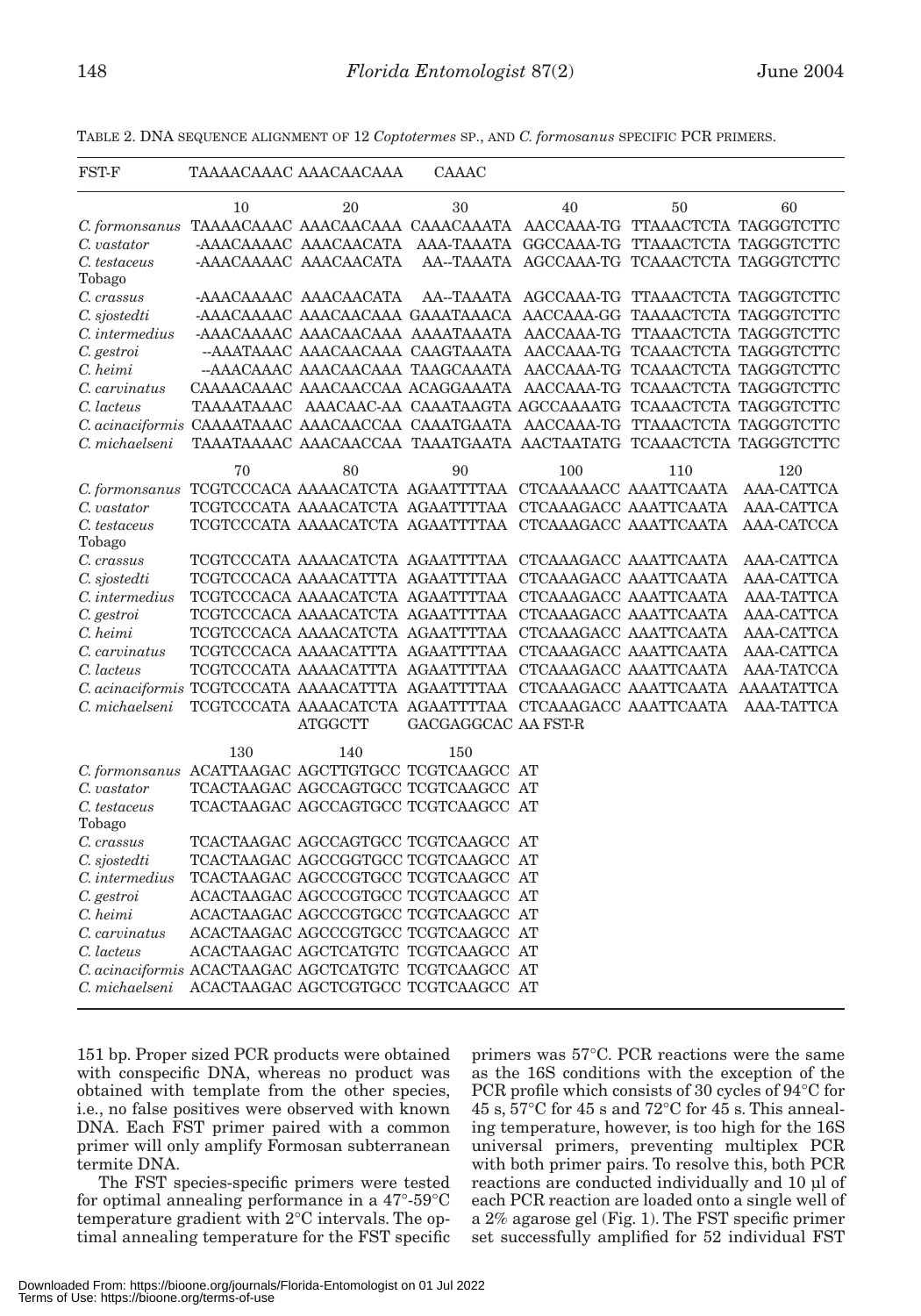TABLE 2. DNA SEQUENCE ALIGNMENT OF 12 *Coptotermes* SP., AND *C. formosanus* SPECIFIC PCR PRIMERS.

```
FST-F             TAAAACAAAC AAACAACAAA  CAAAC

                  10         20         30         40         50         60
C. formonsanus    TAAAACAAAC AAACAACAAA CAAACAAATA AACCAAA-TG TTAAACTCTA TAGGGTCTTC
C. vastator       -AAACAAAAC AAACAACATA  AAA-TAAATA GGCCAAA-TG TTAAACTCTA TAGGGTCTTC
C. testaceus      -AAACAAAAC AAACAACATA  AA--TAAATA AGCCAAA-TG TCAAACTCTA TAGGGTCTTC
Tobago
C. crassus        -AAACAAAAC AAACAACATA  AA--TAAATA AGCCAAA-TG TTAAACTCTA TAGGGTCTTC
C. sjostedti      -AAACAAAAC AAACAACAAA GAAATAAACA AACCAAA-GG TAAAACTCTA TAGGGTCTTC
C. intermedius    -AAACAAAAC AAACAACAAA AAAATAAATA AACCAAA-TG TTAAACTCTA TAGGGTCTTC
C. gestroi        --AAATAAAC AAACAACAAA CAAGTAAATA AACCAAA-TG TCAAACTCTA TAGGGTCTTC
C. heimi          --AAACAAAC AAACAACAAA TAAGCAAATA AACCAAA-TG TCAAACTCTA TAGGGTCTTC
C. carvinatus     CAAAACAAAC AAACAACCAA ACAGGAAATA AACCAAA-TG TCAAACTCTA TAGGGTCTTC
C. lacteus        TAAAATAAAC  AAACAAC-AA CAAATAAGTA AGCCAAAATG TCAAACTCTA TAGGGTCTTC
C. acinaciformis  CAAAATAAAC AAACAACCAA CAAATGAATA AACCAAA-TG TTAAACTCTA TAGGGTCTTC
C. michaelseni    TAAATAAAAC AAACAACCAA TAAATGAATA AACTAATATG TCAAACTCTA TAGGGTCTTC

                  70         80         90         100        110        120
C. formonsanus    TCGTCCCACA AAAACATCTA AGAATTTTAA CTCAAAAACC AAATTCAATA AAA-CATTCA
C. vastator       TCGTCCCATA AAAACATCTA AGAATTTTAA CTCAAAGACC AAATTCAATA AAA-CATTCA
C. testaceus      TCGTCCCATA AAAACATCTA AGAATTTTAA CTCAAAGACC AAATTCAATA AAA-CATCCA
Tobago
C. crassus        TCGTCCCATA AAAACATCTA AGAATTTTAA CTCAAAGACC AAATTCAATA AAA-CATTCA
C. sjostedti      TCGTCCCACA AAAACATTTA AGAATTTTAA CTCAAAGACC AAATTCAATA AAA-CATTCA
C. intermedius    TCGTCCCACA AAAACATCTA AGAATTTTAA CTCAAAGACC AAATTCAATA AAA-TATTCA
C. gestroi        TCGTCCCACA AAAACATCTA AGAATTTTAA CTCAAAGACC AAATTCAATA AAA-CATTCA
C. heimi          TCGTCCCACA AAAACATCTA AGAATTTTAA CTCAAAGACC AAATTCAATA AAA-CATTCA
C. carvinatus     TCGTCCCACA AAAACATTTA AGAATTTTAA CTCAAAGACC AAATTCAATA AAA-CATTCA
C. lacteus        TCGTCCCATA AAAACATTTA AGAATTTTAA CTCAAAGACC AAATTCAATA AAA-TATCCA
C. acinaciformis  TCGTCCCATA AAAACATTTA AGAATTTTAA CTCAAAGACC AAATTCAATA AAAATATTCA
C. michaelseni    TCGTCCCATA AAAACATCTA AGAATTTTAA CTCAAAGACC AAATTCAATA AAA-TATTCA
                             ATGGCTT    GACGAGGCAC AA FST-R

                  130        140        150
C. formonsanus    ACATTAAGAC AGCTTGTGCC TCGTCAAGCC AT
C. vastator       TCACTAAGAC AGCCAGTGCC TCGTCAAGCC AT
C. testaceus      TCACTAAGAC AGCCAGTGCC TCGTCAAGCC AT
Tobago
C. crassus        TCACTAAGAC AGCCAGTGCC TCGTCAAGCC AT
C. sjostedti      TCACTAAGAC AGCCGGTGCC TCGTCAAGCC AT
C. intermedius    TCACTAAGAC AGCCCGTGCC TCGTCAAGCC AT
C. gestroi        ACACTAAGAC AGCCCGTGCC TCGTCAAGCC AT
C. heimi          ACACTAAGAC AGCCCGTGCC TCGTCAAGCC AT
C. carvinatus     ACACTAAGAC AGCCCGTGCC TCGTCAAGCC AT
C. lacteus        ACACTAAGAC AGCTCATGTC TCGTCAAGCC AT
C. acinaciformis  ACACTAAGAC AGCTCATGTC TCGTCAAGCC AT
C. michaelseni    ACACTAAGAC AGCTCGTGCC TCGTCAAGCC AT
```

151 bp. Proper sized PCR products were obtained with conspecific DNA, whereas no product was obtained with template from the other species, i.e., no false positives were observed with known DNA. Each FST primer paired with a common primer will only amplify Formosan subterranean termite DNA.

The FST species-specific primers were tested for optimal annealing performance in a 47°-59°C temperature gradient with 2°C intervals. The optimal annealing temperature for the FST specific primers was 57°C. PCR reactions were the same as the 16S conditions with the exception of the PCR profile which consists of 30 cycles of 94°C for 45 s, 57°C for 45 s and 72°C for 45 s. This annealing temperature, however, is too high for the 16S universal primers, preventing multiplex PCR with both primer pairs. To resolve this, both PCR reactions are conducted individually and 10 µl of each PCR reaction are loaded onto a single well of a 2% agarose gel (Fig. 1). The FST specific primer set successfully amplified for 52 individual FST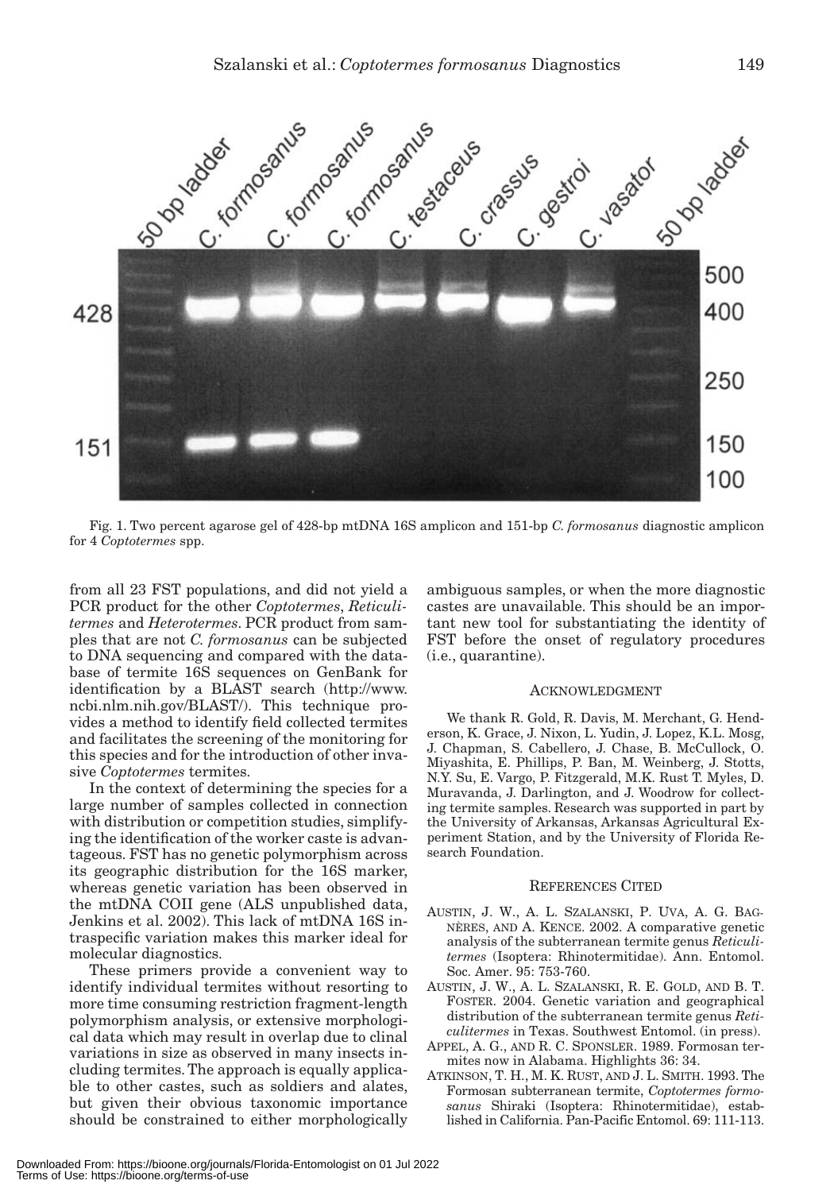50 bp ladder
C. formosanus
C. formosanus
C. formosanus
C. testaceus
C. crassus
C. gestroi
C. vasator
50 bp ladder

428
151

500
400
250
150
100

Fig. 1. Two percent agarose gel of 428-bp mtDNA 16S amplicon and 151-bp *C. formosanus* diagnostic amplicon for 4 *Coptotermes* spp.

from all 23 FST populations, and did not yield a PCR product for the other *Coptotermes*, *Reticulitermes* and *Heterotermes*. PCR product from samples that are not *C. formosanus* can be subjected to DNA sequencing and compared with the database of termite 16S sequences on GenBank for identification by a BLAST search (http://www.ncbi.nlm.nih.gov/BLAST/). This technique provides a method to identify field collected termites and facilitates the screening of the monitoring for this species and for the introduction of other invasive *Coptotermes* termites.

In the context of determining the species for a large number of samples collected in connection with distribution or competition studies, simplifying the identification of the worker caste is advantageous. FST has no genetic polymorphism across its geographic distribution for the 16S marker, whereas genetic variation has been observed in the mtDNA COII gene (ALS unpublished data, Jenkins et al. 2002). This lack of mtDNA 16S intraspecific variation makes this marker ideal for molecular diagnostics.

These primers provide a convenient way to identify individual termites without resorting to more time consuming restriction fragment-length polymorphism analysis, or extensive morphological data which may result in overlap due to clinal variations in size as observed in many insects including termites. The approach is equally applicable to other castes, such as soldiers and alates, but given their obvious taxonomic importance should be constrained to either morphologically ambiguous samples, or when the more diagnostic castes are unavailable. This should be an important new tool for substantiating the identity of FST before the onset of regulatory procedures (i.e., quarantine).

## ACKNOWLEDGMENT

We thank R. Gold, R. Davis, M. Merchant, G. Henderson, K. Grace, J. Nixon, L. Yudin, J. Lopez, K.L. Mosg, J. Chapman, S. Cabellero, J. Chase, B. McCullock, O. Miyashita, E. Phillips, P. Ban, M. Weinberg, J. Stotts, N.Y. Su, E. Vargo, P. Fitzgerald, M.K. Rust T. Myles, D. Muravanda, J. Darlington, and J. Woodrow for collecting termite samples. Research was supported in part by the University of Arkansas, Arkansas Agricultural Experiment Station, and by the University of Florida Research Foundation.

## REFERENCES CITED

AUSTIN, J. W., A. L. SZALANSKI, P. UVA, A. G. BAGNÈRES, AND A. KENCE. 2002. A comparative genetic analysis of the subterranean termite genus *Reticulitermes* (Isoptera: Rhinotermitidae). Ann. Entomol. Soc. Amer. 95: 753-760.

AUSTIN, J. W., A. L. SZALANSKI, R. E. GOLD, AND B. T. FOSTER. 2004. Genetic variation and geographical distribution of the subterranean termite genus *Reticulitermes* in Texas. Southwest Entomol. (in press).

APPEL, A. G., AND R. C. SPONSLER. 1989. Formosan termites now in Alabama. Highlights 36: 34.

ATKINSON, T. H., M. K. RUST, AND J. L. SMITH. 1993. The Formosan subterranean termite, *Coptotermes formosanus* Shiraki (Isoptera: Rhinotermitidae), established in California. Pan-Pacific Entomol. 69: 111-113.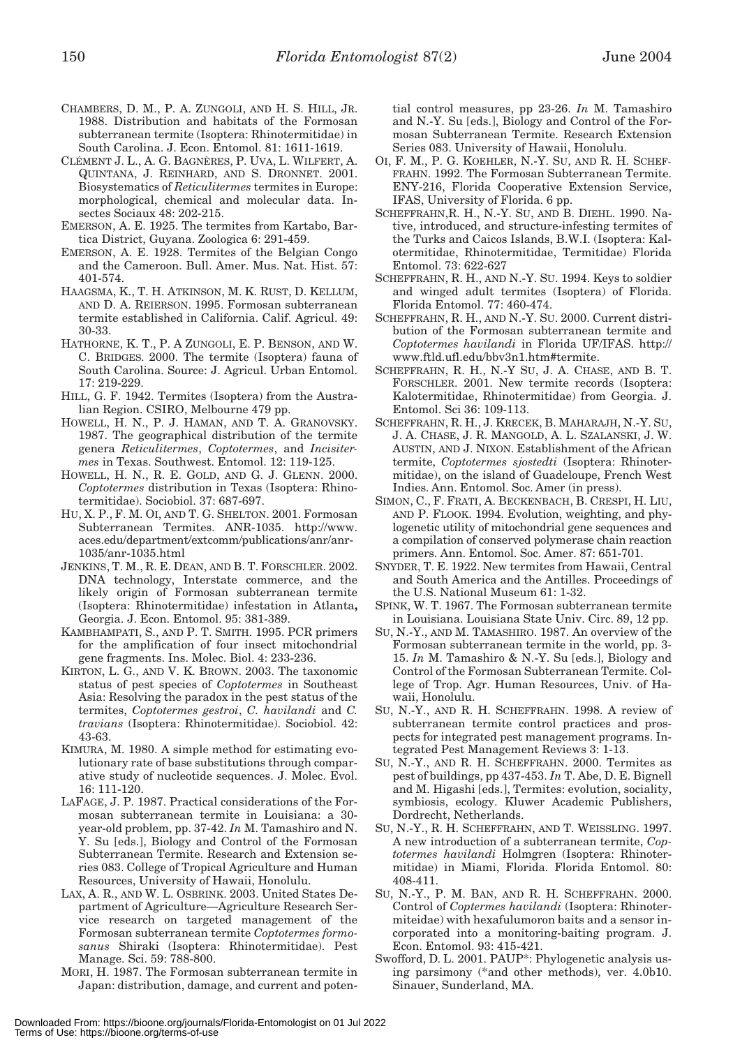CHAMBERS, D. M., P. A. ZUNGOLI, AND H. S. HILL, JR. 1988. Distribution and habitats of the Formosan subterranean termite (Isoptera: Rhinotermitidae) in South Carolina. J. Econ. Entomol. 81: 1611-1619.

CLÉMENT J. L., A. G. BAGNÈRES, P. UVA, L. WILFERT, A. QUINTANA, J. REINHARD, AND S. DRONNET. 2001. Biosystematics of *Reticulitermes* termites in Europe: morphological, chemical and molecular data. Insectes Sociaux 48: 202-215.

EMERSON, A. E. 1925. The termites from Kartabo, Bartica District, Guyana. Zoologica 6: 291-459.

EMERSON, A. E. 1928. Termites of the Belgian Congo and the Cameroon. Bull. Amer. Mus. Nat. Hist. 57: 401-574.

HAAGSMA, K., T. H. ATKINSON, M. K. RUST, D. KELLUM, AND D. A. REIERSON. 1995. Formosan subterranean termite established in California. Calif. Agricul. 49: 30-33.

HATHORNE, K. T., P. A ZUNGOLI, E. P. BENSON, AND W. C. BRIDGES. 2000. The termite (Isoptera) fauna of South Carolina. Source: J. Agricul. Urban Entomol. 17: 219-229.

HILL, G. F. 1942. Termites (Isoptera) from the Australian Region. CSIRO, Melbourne 479 pp.

HOWELL, H. N., P. J. HAMAN, AND T. A. GRANOVSKY. 1987. The geographical distribution of the termite genera *Reticulitermes*, *Coptotermes*, and *Incisitermes* in Texas. Southwest. Entomol. 12: 119-125.

HOWELL, H. N., R. E. GOLD, AND G. J. GLENN. 2000. *Coptotermes* distribution in Texas (Isoptera: Rhinotermitidae). Sociobiol. 37: 687-697.

HU, X. P., F. M. OI, AND T. G. SHELTON. 2001. Formosan Subterranean Termites. ANR-1035. http://www.aces.edu/department/extcomm/publications/anr/anr-1035/anr-1035.html

JENKINS, T. M., R. E. DEAN, AND B. T. FORSCHLER. 2002. DNA technology, Interstate commerce, and the likely origin of Formosan subterranean termite (Isoptera: Rhinotermitidae) infestation in Atlanta**,** Georgia. J. Econ. Entomol. 95: 381-389.

KAMBHAMPATI, S., AND P. T. SMITH. 1995. PCR primers for the amplification of four insect mitochondrial gene fragments. Ins. Molec. Biol. 4: 233-236.

KIRTON, L. G., AND V. K. BROWN. 2003. The taxonomic status of pest species of *Coptotermes* in Southeast Asia: Resolving the paradox in the pest status of the termites, *Coptotermes gestroi*, *C. havilandi* and *C. travians* (Isoptera: Rhinotermitidae). Sociobiol. 42: 43-63.

KIMURA, M. 1980. A simple method for estimating evolutionary rate of base substitutions through comparative study of nucleotide sequences. J. Molec. Evol. 16: 111-120.

LAFAGE, J. P. 1987. Practical considerations of the Formosan subterranean termite in Louisiana: a 30-year-old problem, pp. 37-42. *In* M. Tamashiro and N. Y. Su [eds.], Biology and Control of the Formosan Subterranean Termite. Research and Extension series 083. College of Tropical Agriculture and Human Resources, University of Hawaii, Honolulu.

LAX, A. R., AND W. L. OSBRINK. 2003. United States Department of Agriculture—Agriculture Research Service research on targeted management of the Formosan subterranean termite *Coptotermes formosanus* Shiraki (Isoptera: Rhinotermitidae). Pest Manage. Sci. 59: 788-800.

MORI, H. 1987. The Formosan subterranean termite in Japan: distribution, damage, and current and potential control measures, pp 23-26. *In* M. Tamashiro and N.-Y. Su [eds.], Biology and Control of the Formosan Subterranean Termite. Research Extension Series 083. University of Hawaii, Honolulu.

OI, F. M., P. G. KOEHLER, N.-Y. SU, AND R. H. SCHEFFRAHN. 1992. The Formosan Subterranean Termite. ENY-216, Florida Cooperative Extension Service, IFAS, University of Florida. 6 pp.

SCHEFFRAHN,R. H., N.-Y. SU, AND B. DIEHL. 1990. Native, introduced, and structure-infesting termites of the Turks and Caicos Islands, B.W.I. (Isoptera: Kalotermitidae, Rhinotermitidae, Termitidae) Florida Entomol. 73: 622-627

SCHEFFRAHN, R. H., AND N.-Y. SU. 1994. Keys to soldier and winged adult termites (Isoptera) of Florida. Florida Entomol. 77: 460-474.

SCHEFFRAHN, R. H., AND N.-Y. SU. 2000. Current distribution of the Formosan subterranean termite and *Coptotermes havilandi* in Florida UF/IFAS. http://www.ftld.ufl.edu/bbv3n1.htm#termite.

SCHEFFRAHN, R. H., N.-Y SU, J. A. CHASE, AND B. T. FORSCHLER. 2001. New termite records (Isoptera: Kalotermitidae, Rhinotermitidae) from Georgia. J. Entomol. Sci 36: 109-113.

SCHEFFRAHN, R. H., J. KRECEK, B. MAHARAJH, N.-Y. SU, J. A. CHASE, J. R. MANGOLD, A. L. SZALANSKI, J. W. AUSTIN, AND J. NIXON. Establishment of the African termite, *Coptotermes sjostedti* (Isoptera: Rhinotermitidae), on the island of Guadeloupe, French West Indies. Ann. Entomol. Soc. Amer (in press).

SIMON, C., F. FRATI, A. BECKENBACH, B. CRESPI, H. LIU, AND P. FLOOK. 1994. Evolution, weighting, and phylogenetic utility of mitochondrial gene sequences and a compilation of conserved polymerase chain reaction primers. Ann. Entomol. Soc. Amer. 87: 651-701.

SNYDER, T. E. 1922. New termites from Hawaii, Central and South America and the Antilles. Proceedings of the U.S. National Museum 61: 1-32.

SPINK, W. T. 1967. The Formosan subterranean termite in Louisiana. Louisiana State Univ. Circ. 89, 12 pp.

SU, N.-Y., AND M. TAMASHIRO. 1987. An overview of the Formosan subterranean termite in the world, pp. 3-15. *In* M. Tamashiro & N.-Y. Su [eds.], Biology and Control of the Formosan Subterranean Termite. College of Trop. Agr. Human Resources, Univ. of Hawaii, Honolulu.

SU, N.-Y., AND R. H. SCHEFFRAHN. 1998. A review of subterranean termite control practices and prospects for integrated pest management programs. Integrated Pest Management Reviews 3: 1-13.

SU, N.-Y., AND R. H. SCHEFFRAHN. 2000. Termites as pest of buildings, pp 437-453. *In* T. Abe, D. E. Bignell and M. Higashi [eds.], Termites: evolution, sociality, symbiosis, ecology. Kluwer Academic Publishers, Dordrecht, Netherlands.

SU, N.-Y., R. H. SCHEFFRAHN, AND T. WEISSLING. 1997. A new introduction of a subterranean termite, *Coptotermes havilandi* Holmgren (Isoptera: Rhinotermitidae) in Miami, Florida. Florida Entomol. 80: 408-411.

SU, N.-Y., P. M. BAN, AND R. H. SCHEFFRAHN. 2000. Control of *Coptermes havilandi* (Isoptera: Rhinotermiteidae) with hexafulumoron baits and a sensor incorporated into a monitoring-baiting program. J. Econ. Entomol. 93: 415-421.

Swofford, D. L. 2001. PAUP*: Phylogenetic analysis using parsimony (*and other methods), ver. 4.0b10. Sinauer, Sunderland, MA.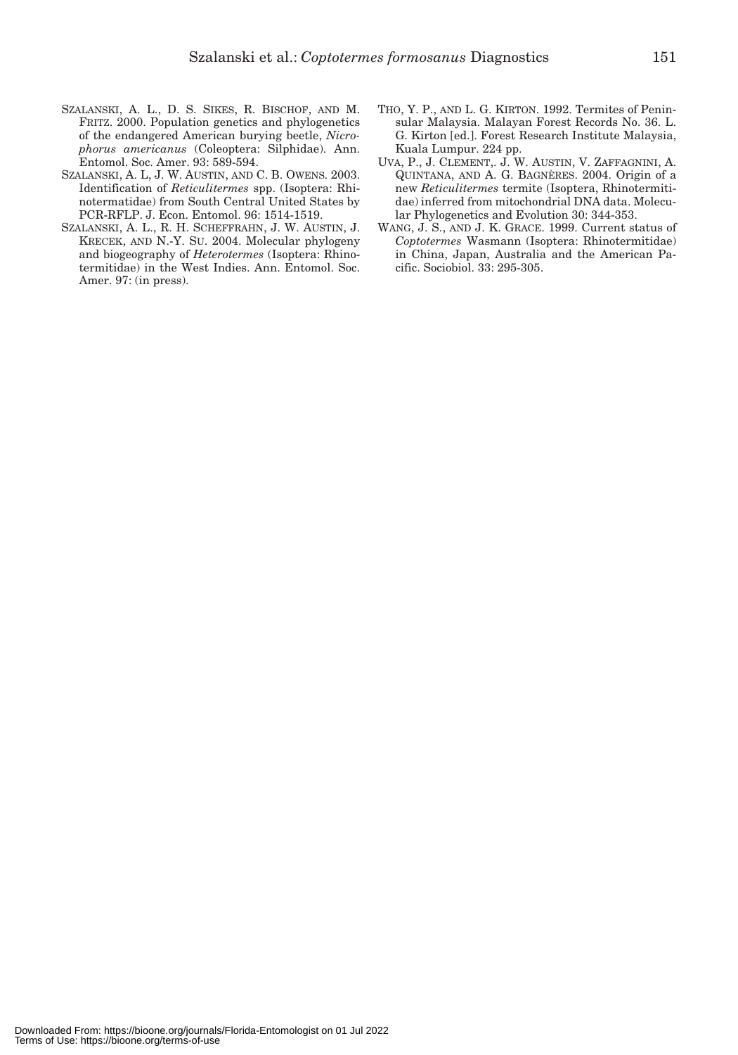SZALANSKI, A. L., D. S. SIKES, R. BISCHOF, AND M. FRITZ. 2000. Population genetics and phylogenetics of the endangered American burying beetle, *Nicrophorus americanus* (Coleoptera: Silphidae). Ann. Entomol. Soc. Amer. 93: 589-594.

SZALANSKI, A. L, J. W. AUSTIN, AND C. B. OWENS. 2003. Identification of *Reticulitermes* spp. (Isoptera: Rhinotermatidae) from South Central United States by PCR-RFLP. J. Econ. Entomol. 96: 1514-1519.

SZALANSKI, A. L., R. H. SCHEFFRAHN, J. W. AUSTIN, J. KRECEK, AND N.-Y. SU. 2004. Molecular phylogeny and biogeography of *Heterotermes* (Isoptera: Rhinotermitidae) in the West Indies. Ann. Entomol. Soc. Amer. 97: (in press).

THO, Y. P., AND L. G. KIRTON. 1992. Termites of Peninsular Malaysia. Malayan Forest Records No. 36. L. G. Kirton [ed.]. Forest Research Institute Malaysia, Kuala Lumpur. 224 pp.

UVA, P., J. CLEMENT,. J. W. AUSTIN, V. ZAFFAGNINI, A. QUINTANA, AND A. G. BAGNÈRES. 2004. Origin of a new *Reticulitermes* termite (Isoptera, Rhinotermitidae) inferred from mitochondrial DNA data. Molecular Phylogenetics and Evolution 30: 344-353.

WANG, J. S., AND J. K. GRACE. 1999. Current status of *Coptotermes* Wasmann (Isoptera: Rhinotermitidae) in China, Japan, Australia and the American Pacific. Sociobiol. 33: 295-305.